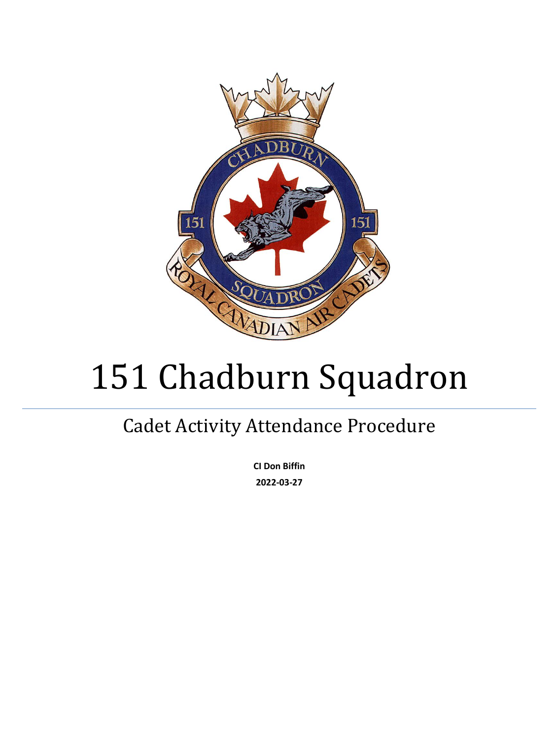# 151 Chadburn Squadron

## Cadet Activity Attendance Procedure

**CI Don Biffin**

**2022-03-27**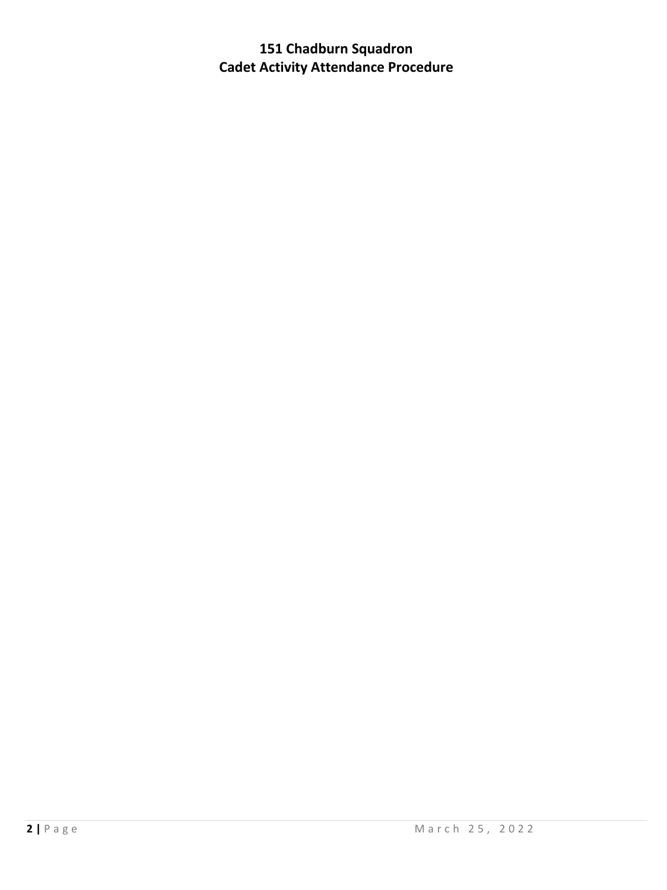**151 Chadburn Squadron**
**Cadet Activity Attendance Procedure**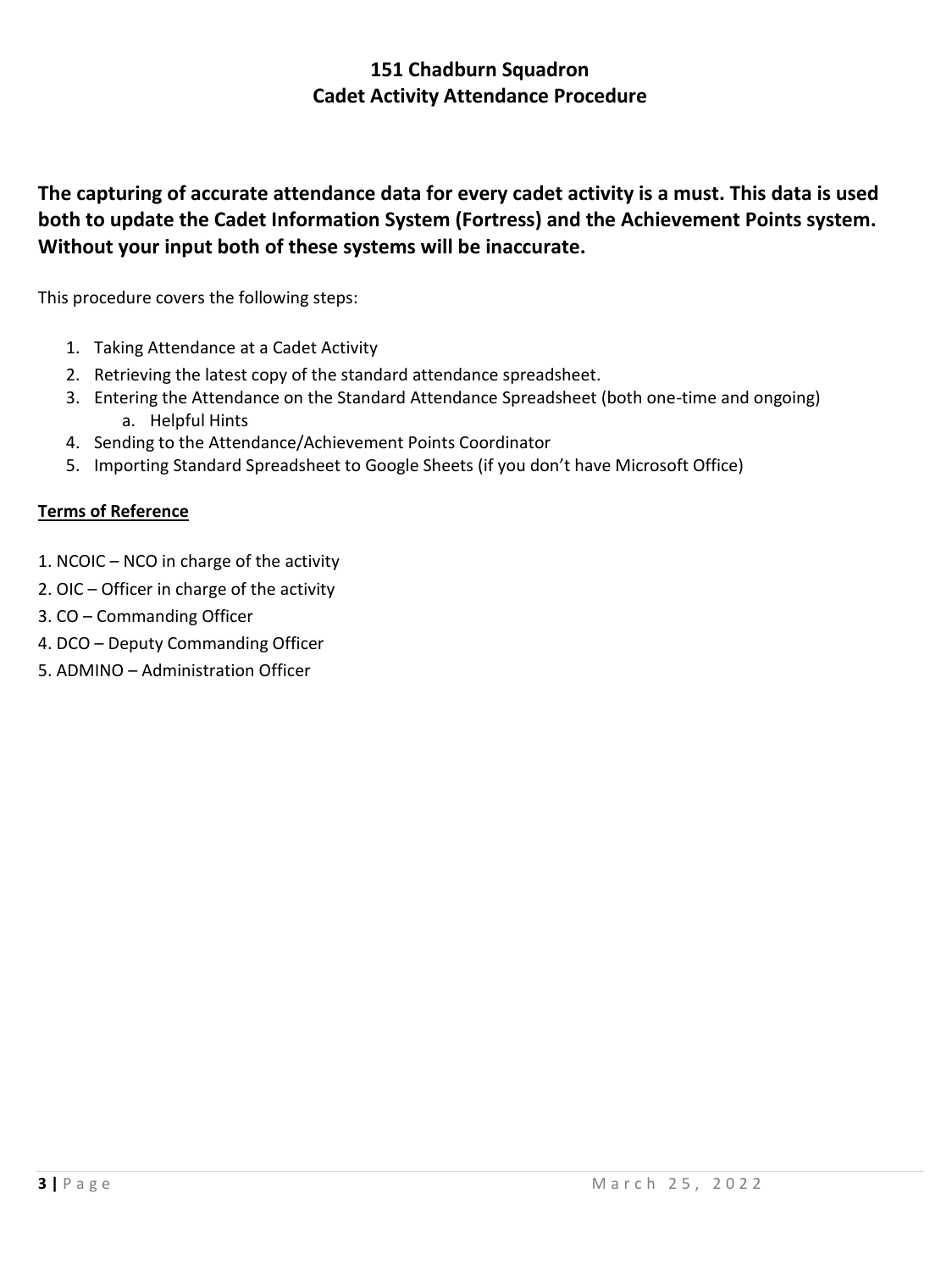# 151 Chadburn Squadron
## Cadet Activity Attendance Procedure

**The capturing of accurate attendance data for every cadet activity is a must. This data is used both to update the Cadet Information System (Fortress) and the Achievement Points system. Without your input both of these systems will be inaccurate.**

This procedure covers the following steps:

1. Taking Attendance at a Cadet Activity
2. Retrieving the latest copy of the standard attendance spreadsheet.
3. Entering the Attendance on the Standard Attendance Spreadsheet (both one-time and ongoing)
   a. Helpful Hints
4. Sending to the Attendance/Achievement Points Coordinator
5. Importing Standard Spreadsheet to Google Sheets (if you don't have Microsoft Office)

**Terms of Reference**

1. NCOIC – NCO in charge of the activity
2. OIC – Officer in charge of the activity
3. CO – Commanding Officer
4. DCO – Deputy Commanding Officer
5. ADMINO – Administration Officer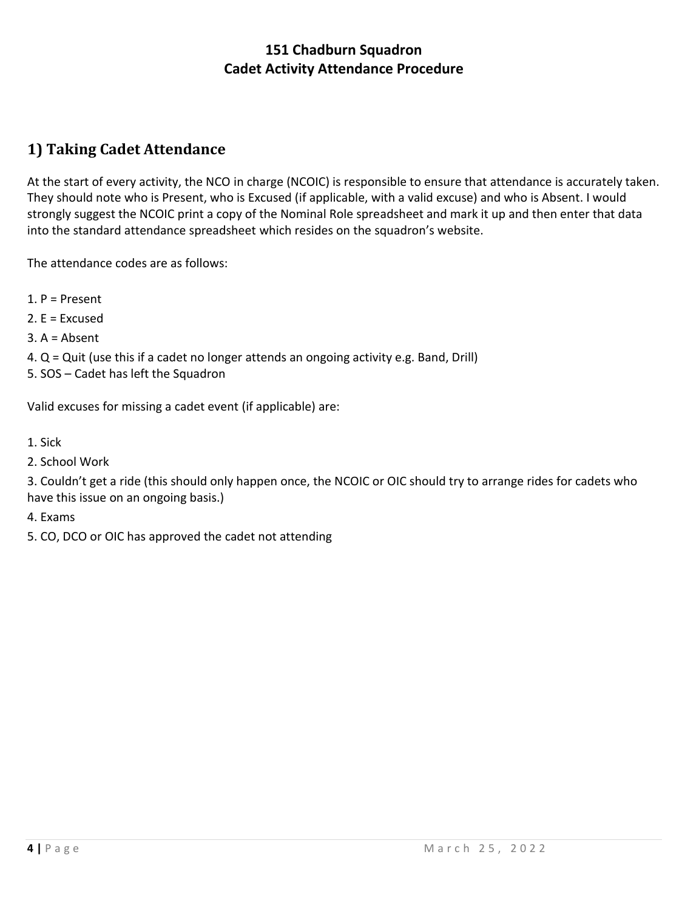**151 Chadburn Squadron**
**Cadet Activity Attendance Procedure**

## 1) Taking Cadet Attendance

At the start of every activity, the NCO in charge (NCOIC) is responsible to ensure that attendance is accurately taken. They should note who is Present, who is Excused (if applicable, with a valid excuse) and who is Absent. I would strongly suggest the NCOIC print a copy of the Nominal Role spreadsheet and mark it up and then enter that data into the standard attendance spreadsheet which resides on the squadron's website.

The attendance codes are as follows:

1. P = Present
2. E = Excused
3. A = Absent
4. Q = Quit (use this if a cadet no longer attends an ongoing activity e.g. Band, Drill)
5. SOS – Cadet has left the Squadron

Valid excuses for missing a cadet event (if applicable) are:

1. Sick
2. School Work
3. Couldn't get a ride (this should only happen once, the NCOIC or OIC should try to arrange rides for cadets who have this issue on an ongoing basis.)
4. Exams
5. CO, DCO or OIC has approved the cadet not attending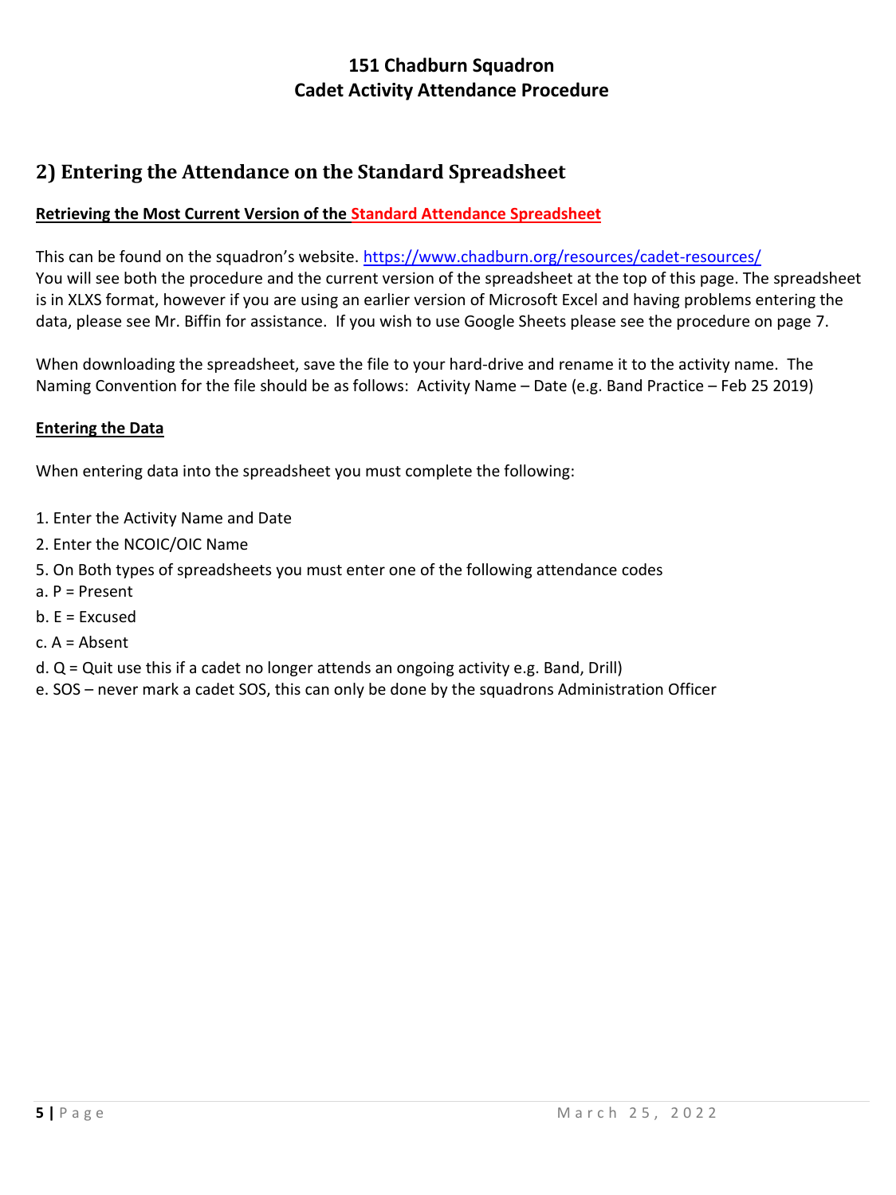# 151 Chadburn Squadron
# Cadet Activity Attendance Procedure

## 2) Entering the Attendance on the Standard Spreadsheet

**Retrieving the Most Current Version of the Standard Attendance Spreadsheet**

This can be found on the squadron's website. https://www.chadburn.org/resources/cadet-resources/
You will see both the procedure and the current version of the spreadsheet at the top of this page. The spreadsheet is in XLXS format, however if you are using an earlier version of Microsoft Excel and having problems entering the data, please see Mr. Biffin for assistance. If you wish to use Google Sheets please see the procedure on page 7.

When downloading the spreadsheet, save the file to your hard-drive and rename it to the activity name. The Naming Convention for the file should be as follows: Activity Name – Date (e.g. Band Practice – Feb 25 2019)

**Entering the Data**

When entering data into the spreadsheet you must complete the following:

1. Enter the Activity Name and Date
2. Enter the NCOIC/OIC Name
5. On Both types of spreadsheets you must enter one of the following attendance codes
   a. P = Present
   b. E = Excused
   c. A = Absent
   d. Q = Quit use this if a cadet no longer attends an ongoing activity e.g. Band, Drill)
   e. SOS – never mark a cadet SOS, this can only be done by the squadrons Administration Officer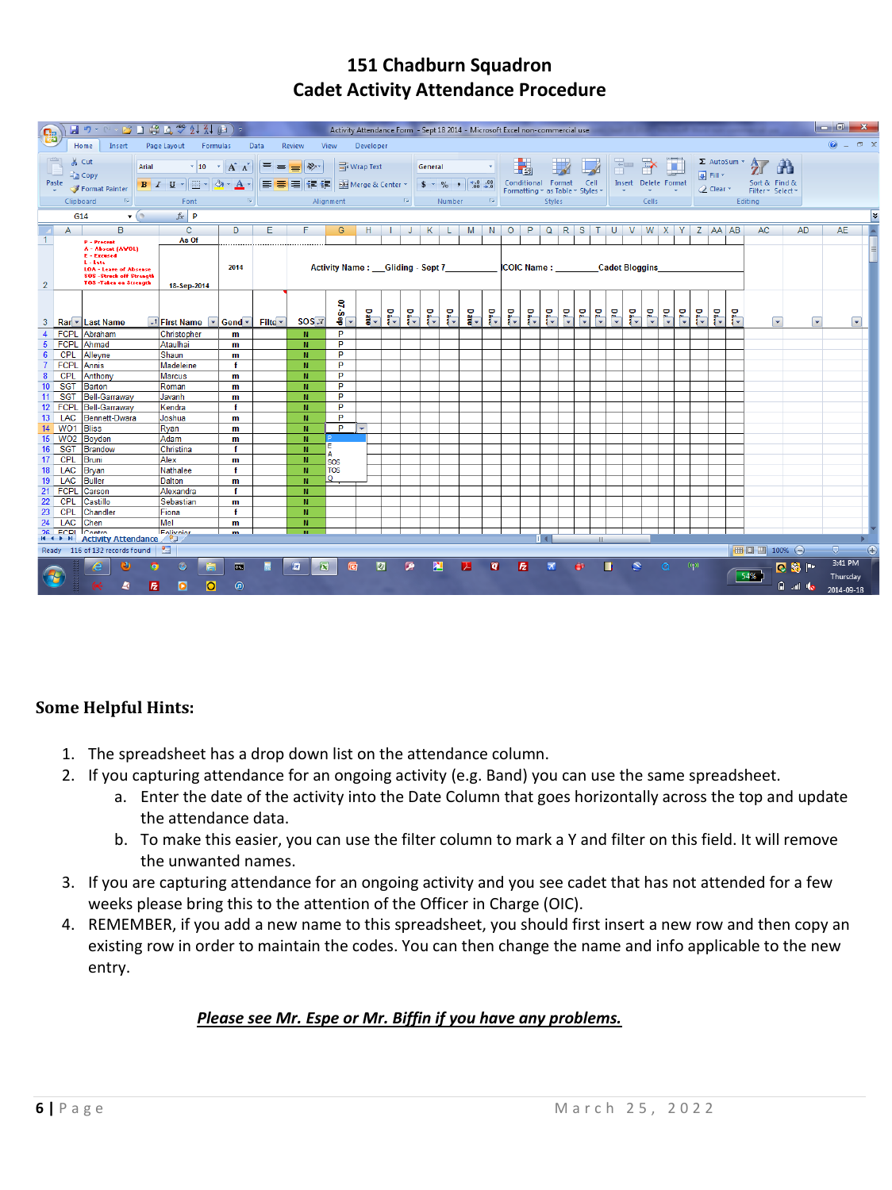# 151 Chadburn Squadron
# Cadet Activity Attendance Procedure

## Some Helpful Hints:

1. The spreadsheet has a drop down list on the attendance column.
2. If you capturing attendance for an ongoing activity (e.g. Band) you can use the same spreadsheet.
   a. Enter the date of the activity into the Date Column that goes horizontally across the top and update the attendance data.
   b. To make this easier, you can use the filter column to mark a Y and filter on this field. It will remove the unwanted names.
3. If you are capturing attendance for an ongoing activity and you see cadet that has not attended for a few weeks please bring this to the attention of the Officer in Charge (OIC).
4. REMEMBER, if you add a new name to this spreadsheet, you should first insert a new row and then copy an existing row in order to maintain the codes. You can then change the name and info applicable to the new entry.

***<u>Please see Mr. Espe or Mr. Biffin if you have any problems.</u>***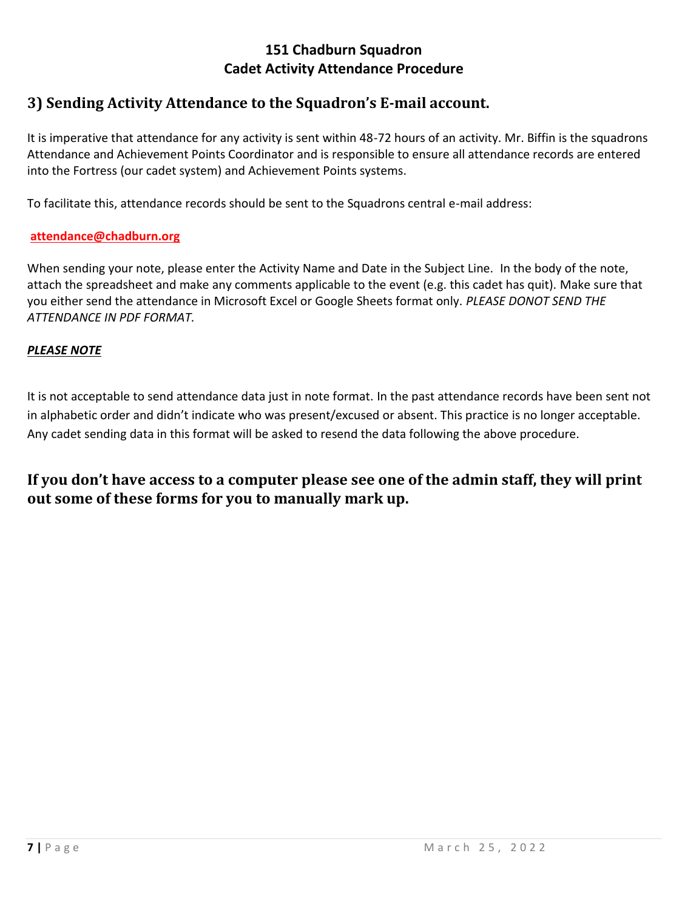**151 Chadburn Squadron**
**Cadet Activity Attendance Procedure**

## 3) Sending Activity Attendance to the Squadron's E-mail account.

It is imperative that attendance for any activity is sent within 48-72 hours of an activity. Mr. Biffin is the squadrons Attendance and Achievement Points Coordinator and is responsible to ensure all attendance records are entered into the Fortress (our cadet system) and Achievement Points systems.

To facilitate this, attendance records should be sent to the Squadrons central e-mail address:

**attendance@chadburn.org**

When sending your note, please enter the Activity Name and Date in the Subject Line. In the body of the note, attach the spreadsheet and make any comments applicable to the event (e.g. this cadet has quit). Make sure that you either send the attendance in Microsoft Excel or Google Sheets format only. *PLEASE DONOT SEND THE ATTENDANCE IN PDF FORMAT.*

***PLEASE NOTE***

It is not acceptable to send attendance data just in note format. In the past attendance records have been sent not in alphabetic order and didn't indicate who was present/excused or absent. This practice is no longer acceptable. Any cadet sending data in this format will be asked to resend the data following the above procedure.

**If you don't have access to a computer please see one of the admin staff, they will print out some of these forms for you to manually mark up.**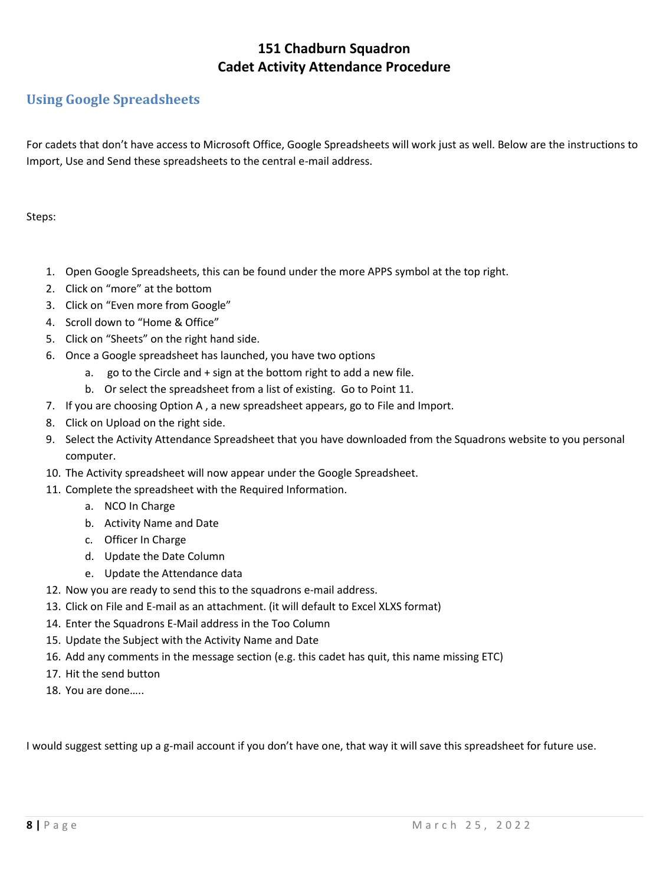# 151 Chadburn Squadron
# Cadet Activity Attendance Procedure

## Using Google Spreadsheets

For cadets that don't have access to Microsoft Office, Google Spreadsheets will work just as well. Below are the instructions to Import, Use and Send these spreadsheets to the central e-mail address.

Steps:

1. Open Google Spreadsheets, this can be found under the more APPS symbol at the top right.
2. Click on "more" at the bottom
3. Click on "Even more from Google"
4. Scroll down to "Home & Office"
5. Click on "Sheets" on the right hand side.
6. Once a Google spreadsheet has launched, you have two options
   a. go to the Circle and + sign at the bottom right to add a new file.
   b. Or select the spreadsheet from a list of existing. Go to Point 11.
7. If you are choosing Option A , a new spreadsheet appears, go to File and Import.
8. Click on Upload on the right side.
9. Select the Activity Attendance Spreadsheet that you have downloaded from the Squadrons website to you personal computer.
10. The Activity spreadsheet will now appear under the Google Spreadsheet.
11. Complete the spreadsheet with the Required Information.
    a. NCO In Charge
    b. Activity Name and Date
    c. Officer In Charge
    d. Update the Date Column
    e. Update the Attendance data
12. Now you are ready to send this to the squadrons e-mail address.
13. Click on File and E-mail as an attachment. (it will default to Excel XLXS format)
14. Enter the Squadrons E-Mail address in the Too Column
15. Update the Subject with the Activity Name and Date
16. Add any comments in the message section (e.g. this cadet has quit, this name missing ETC)
17. Hit the send button
18. You are done…..

I would suggest setting up a g-mail account if you don't have one, that way it will save this spreadsheet for future use.